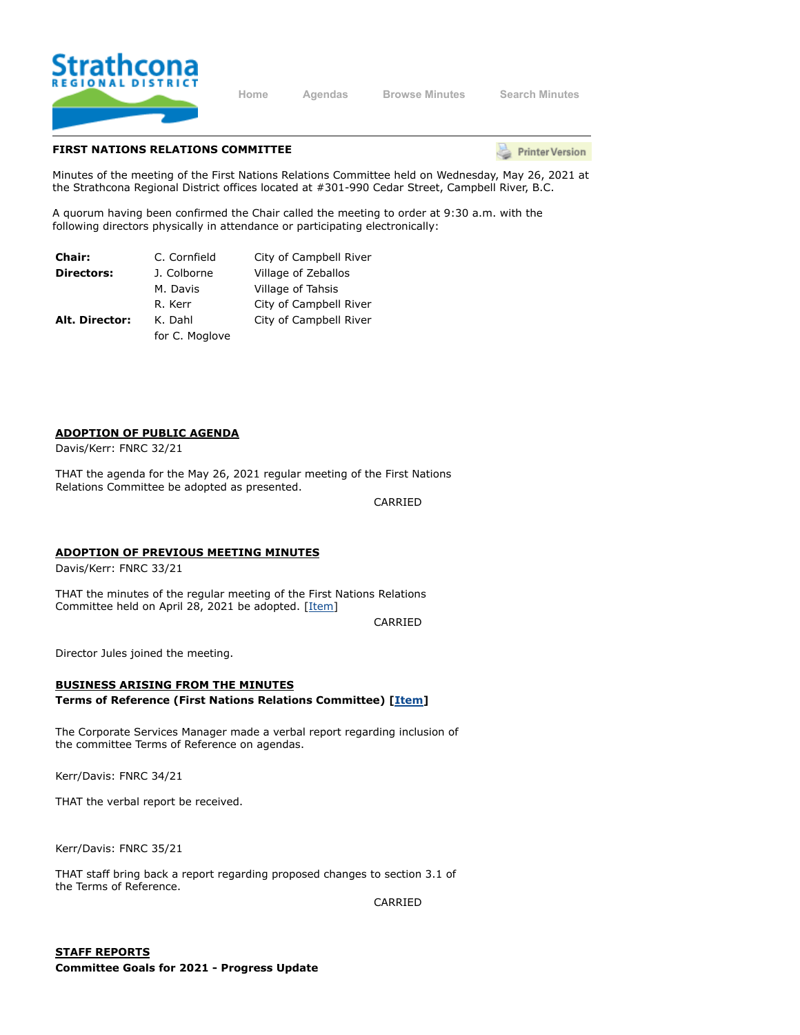Home Agendas Browse Minutes Search Minutes

**FIRST NATIONS RELATIONS COMMITTEE**

Minutes of the meeting of the First Nations Relations Committee held on Wednesday, May 26, 2021 at the Strathcona Regional District offices located at #301-990 Cedar Street, Campbell River, B.C.

A quorum having been confirmed the Chair called the meeting to order at 9:30 a.m. with the following directors physically in attendance or participating electronically:

| | | |
|---|---|---|
| **Chair:** | C. Cornfield | City of Campbell River |
| **Directors:** | J. Colborne | Village of Zeballos |
| | M. Davis | Village of Tahsis |
| | R. Kerr | City of Campbell River |
| **Alt. Director:** | K. Dahl for C. Moglove | City of Campbell River |

## ADOPTION OF PUBLIC AGENDA

Davis/Kerr: FNRC 32/21

THAT the agenda for the May 26, 2021 regular meeting of the First Nations Relations Committee be adopted as presented.

CARRIED

## ADOPTION OF PREVIOUS MEETING MINUTES

Davis/Kerr: FNRC 33/21

THAT the minutes of the regular meeting of the First Nations Relations Committee held on April 28, 2021 be adopted. [Item]

CARRIED

Director Jules joined the meeting.

## BUSINESS ARISING FROM THE MINUTES

**Terms of Reference (First Nations Relations Committee) [Item]**

The Corporate Services Manager made a verbal report regarding inclusion of the committee Terms of Reference on agendas.

Kerr/Davis: FNRC 34/21

THAT the verbal report be received.

Kerr/Davis: FNRC 35/21

THAT staff bring back a report regarding proposed changes to section 3.1 of the Terms of Reference.

CARRIED

## STAFF REPORTS

**Committee Goals for 2021 - Progress Update**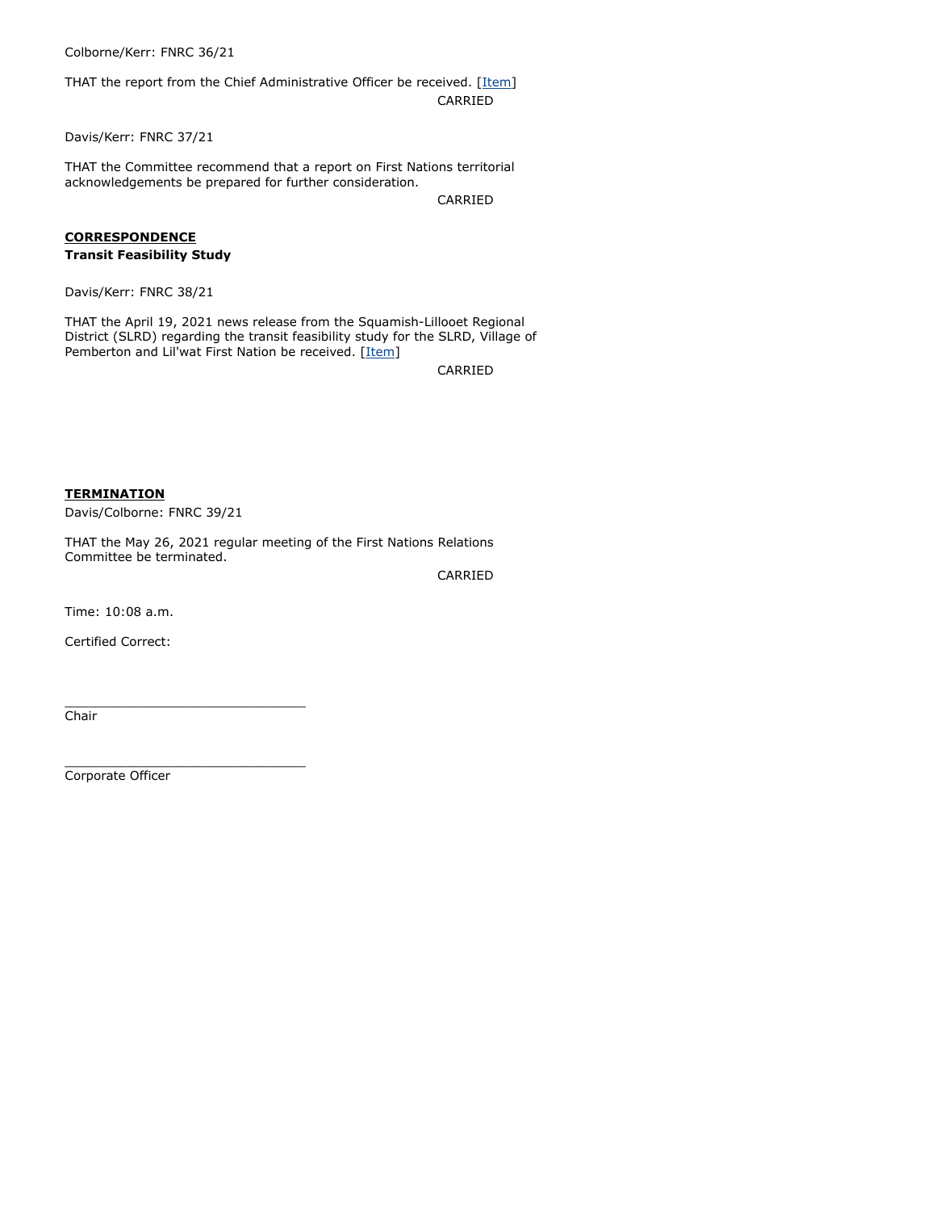Colborne/Kerr: FNRC 36/21

THAT the report from the Chief Administrative Officer be received. [Item]

CARRIED

Davis/Kerr: FNRC 37/21

THAT the Committee recommend that a report on First Nations territorial acknowledgements be prepared for further consideration.

CARRIED

**CORRESPONDENCE**

**Transit Feasibility Study**

Davis/Kerr: FNRC 38/21

THAT the April 19, 2021 news release from the Squamish-Lillooet Regional District (SLRD) regarding the transit feasibility study for the SLRD, Village of Pemberton and Lil'wat First Nation be received. [Item]

CARRIED

**TERMINATION**

Davis/Colborne: FNRC 39/21

THAT the May 26, 2021 regular meeting of the First Nations Relations Committee be terminated.

CARRIED

Time: 10:08 a.m.

Certified Correct:

_______________________________
Chair

_______________________________
Corporate Officer